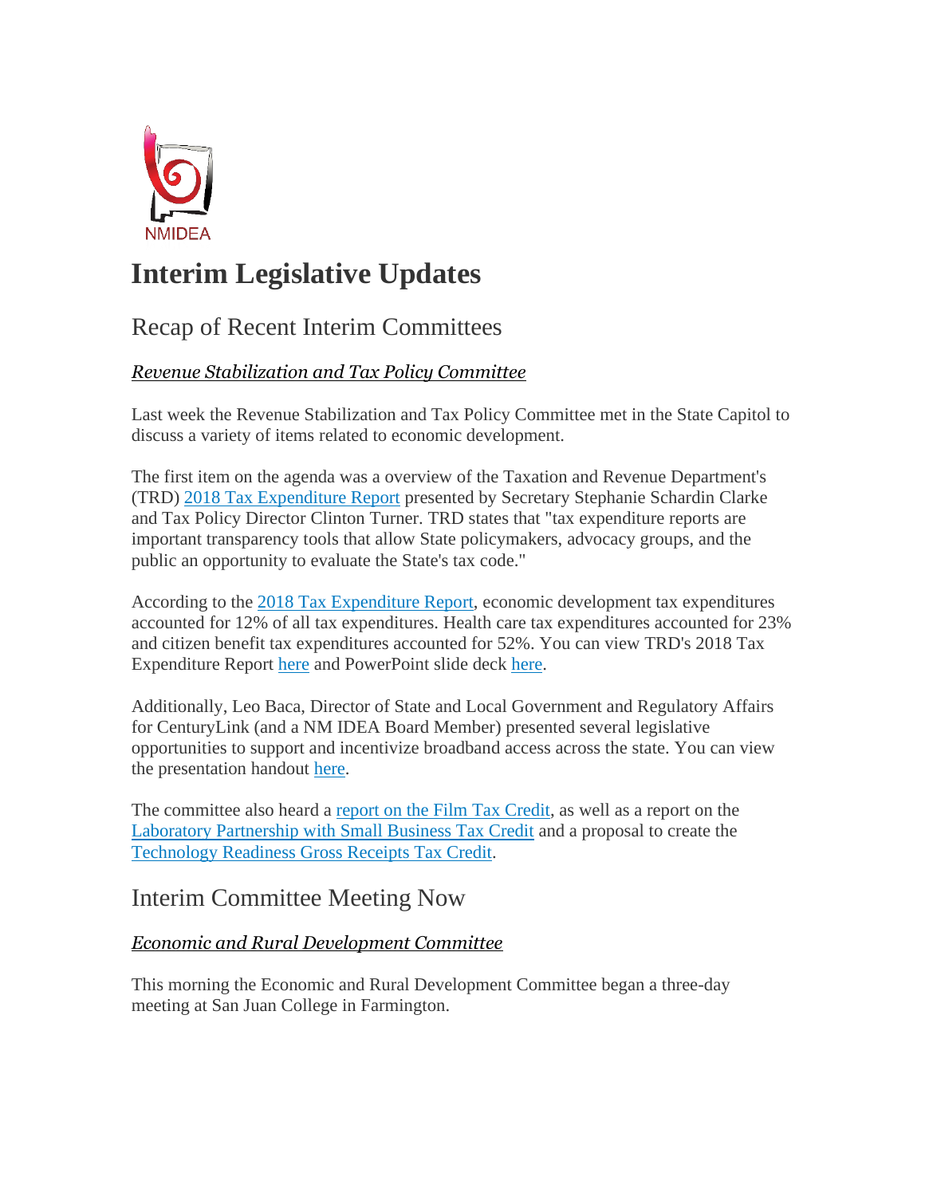NMIDEA

# Interim Legislative Updates

## Recap of Recent Interim Committees

### *Revenue Stabilization and Tax Policy Committee*

Last week the Revenue Stabilization and Tax Policy Committee met in the State Capitol to discuss a variety of items related to economic development.

The first item on the agenda was a overview of the Taxation and Revenue Department's (TRD) 2018 Tax Expenditure Report presented by Secretary Stephanie Schardin Clarke and Tax Policy Director Clinton Turner. TRD states that "tax expenditure reports are important transparency tools that allow State policymakers, advocacy groups, and the public an opportunity to evaluate the State's tax code."

According to the 2018 Tax Expenditure Report, economic development tax expenditures accounted for 12% of all tax expenditures. Health care tax expenditures accounted for 23% and citizen benefit tax expenditures accounted for 52%. You can view TRD's 2018 Tax Expenditure Report here and PowerPoint slide deck here.

Additionally, Leo Baca, Director of State and Local Government and Regulatory Affairs for CenturyLink (and a NM IDEA Board Member) presented several legislative opportunities to support and incentivize broadband access across the state. You can view the presentation handout here.

The committee also heard a report on the Film Tax Credit, as well as a report on the Laboratory Partnership with Small Business Tax Credit and a proposal to create the Technology Readiness Gross Receipts Tax Credit.

## Interim Committee Meeting Now

### *Economic and Rural Development Committee*

This morning the Economic and Rural Development Committee began a three-day meeting at San Juan College in Farmington.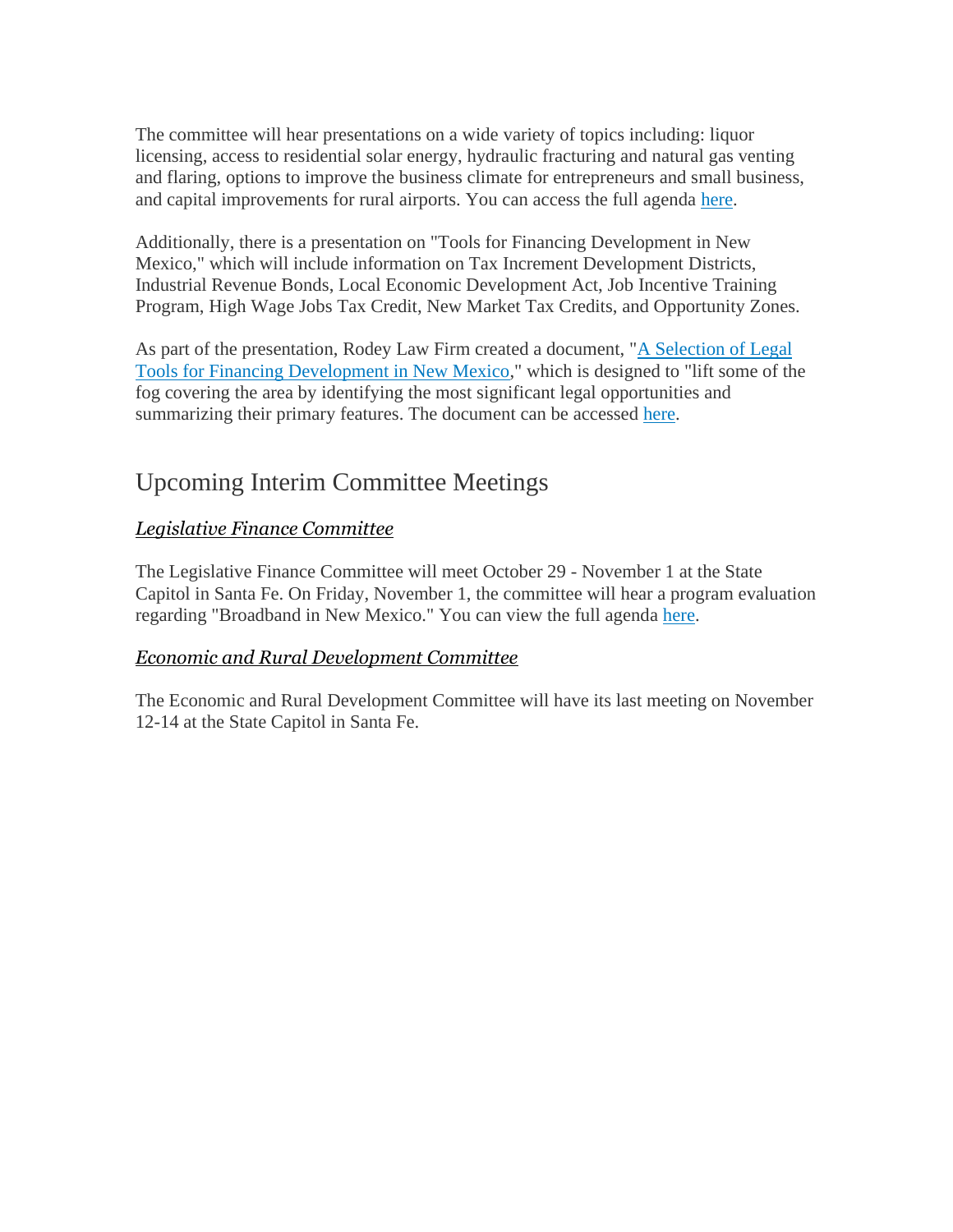The committee will hear presentations on a wide variety of topics including: liquor licensing, access to residential solar energy, hydraulic fracturing and natural gas venting and flaring, options to improve the business climate for entrepreneurs and small business, and capital improvements for rural airports. You can access the full agenda here.

Additionally, there is a presentation on "Tools for Financing Development in New Mexico," which will include information on Tax Increment Development Districts, Industrial Revenue Bonds, Local Economic Development Act, Job Incentive Training Program, High Wage Jobs Tax Credit, New Market Tax Credits, and Opportunity Zones.

As part of the presentation, Rodey Law Firm created a document, "A Selection of Legal Tools for Financing Development in New Mexico," which is designed to "lift some of the fog covering the area by identifying the most significant legal opportunities and summarizing their primary features. The document can be accessed here.

## Upcoming Interim Committee Meetings

### *Legislative Finance Committee*

The Legislative Finance Committee will meet October 29 - November 1 at the State Capitol in Santa Fe. On Friday, November 1, the committee will hear a program evaluation regarding "Broadband in New Mexico." You can view the full agenda here.

### *Economic and Rural Development Committee*

The Economic and Rural Development Committee will have its last meeting on November 12-14 at the State Capitol in Santa Fe.